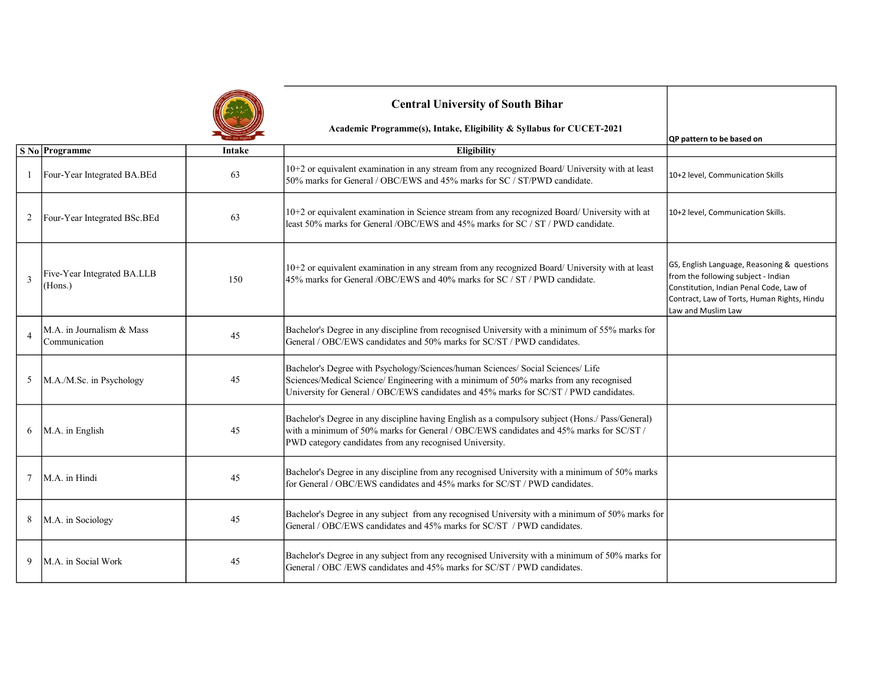# Central University of South Bihar

## Academic Programme(s), Intake, Eligibility & Syllabus for CUCET-2021

| S No | Programme | Intake | Eligibility | QP pattern to be based on |
|---|---|---|---|---|
| 1 | Four-Year Integrated BA.BEd | 63 | 10+2 or equivalent examination in any stream from any recognized Board/ University with at least 50% marks for General / OBC/EWS and 45% marks for SC / ST/PWD candidate. | 10+2 level, Communication Skills |
| 2 | Four-Year Integrated BSc.BEd | 63 | 10+2 or equivalent examination in Science stream from any recognized Board/ University with at least 50% marks for General /OBC/EWS and 45% marks for SC / ST / PWD candidate. | 10+2 level, Communication Skills. |
| 3 | Five-Year Integrated BA.LLB (Hons.) | 150 | 10+2 or equivalent examination in any stream from any recognized Board/ University with at least 45% marks for General /OBC/EWS and 40% marks for SC / ST / PWD candidate. | GS, English Language, Reasoning & questions from the following subject - Indian Constitution, Indian Penal Code, Law of Contract, Law of Torts, Human Rights, Hindu Law and Muslim Law |
| 4 | M.A. in Journalism & Mass Communication | 45 | Bachelor's Degree in any discipline from recognised University with a minimum of 55% marks for General / OBC/EWS candidates and 50% marks for SC/ST / PWD candidates. | |
| 5 | M.A./M.Sc. in Psychology | 45 | Bachelor's Degree with Psychology/Sciences/human Sciences/ Social Sciences/ Life Sciences/Medical Science/ Engineering with a minimum of 50% marks from any recognised University for General / OBC/EWS candidates and 45% marks for SC/ST / PWD candidates. | |
| 6 | M.A. in English | 45 | Bachelor's Degree in any discipline having English as a compulsory subject (Hons./ Pass/General) with a minimum of 50% marks for General / OBC/EWS candidates and 45% marks for SC/ST / PWD category candidates from any recognised University. | |
| 7 | M.A. in Hindi | 45 | Bachelor's Degree in any discipline from any recognised University with a minimum of 50% marks for General / OBC/EWS candidates and 45% marks for SC/ST / PWD candidates. | |
| 8 | M.A. in Sociology | 45 | Bachelor's Degree in any subject from any recognised University with a minimum of 50% marks for General / OBC/EWS candidates and 45% marks for SC/ST / PWD candidates. | |
| 9 | M.A. in Social Work | 45 | Bachelor's Degree in any subject from any recognised University with a minimum of 50% marks for General / OBC /EWS candidates and 45% marks for SC/ST / PWD candidates. | |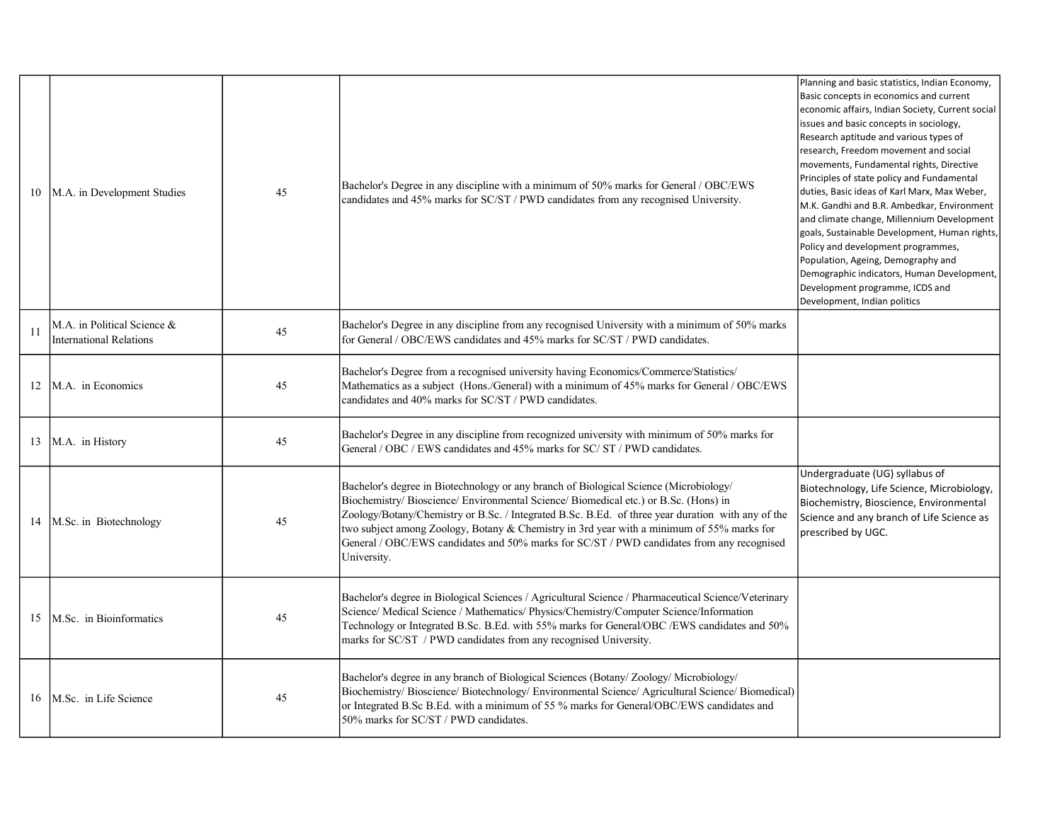| | | | | |
|---|---|---|---|---|
| 10 | M.A. in Development Studies | 45 | Bachelor's Degree in any discipline with a minimum of 50% marks for General / OBC/EWS candidates and 45% marks for SC/ST / PWD candidates from any recognised University. | Planning and basic statistics, Indian Economy, Basic concepts in economics and current economic affairs, Indian Society, Current social issues and basic concepts in sociology, Research aptitude and various types of research, Freedom movement and social movements, Fundamental rights, Directive Principles of state policy and Fundamental duties, Basic ideas of Karl Marx, Max Weber, M.K. Gandhi and B.R. Ambedkar, Environment and climate change, Millennium Development goals, Sustainable Development, Human rights, Policy and development programmes, Population, Ageing, Demography and Demographic indicators, Human Development, Development programme, ICDS and Development, Indian politics |
| 11 | M.A. in Political Science & International Relations | 45 | Bachelor's Degree in any discipline from any recognised University with a minimum of 50% marks for General / OBC/EWS candidates and 45% marks for SC/ST / PWD candidates. | |
| 12 | M.A. in Economics | 45 | Bachelor's Degree from a recognised university having Economics/Commerce/Statistics/ Mathematics as a subject (Hons./General) with a minimum of 45% marks for General / OBC/EWS candidates and 40% marks for SC/ST / PWD candidates. | |
| 13 | M.A. in History | 45 | Bachelor's Degree in any discipline from recognized university with minimum of 50% marks for General / OBC / EWS candidates and 45% marks for SC/ ST / PWD candidates. | |
| 14 | M.Sc. in Biotechnology | 45 | Bachelor's degree in Biotechnology or any branch of Biological Science (Microbiology/ Biochemistry/ Bioscience/ Environmental Science/ Biomedical etc.) or B.Sc. (Hons) in Zoology/Botany/Chemistry or B.Sc. / Integrated B.Sc. B.Ed. of three year duration with any of the two subject among Zoology, Botany & Chemistry in 3rd year with a minimum of 55% marks for General / OBC/EWS candidates and 50% marks for SC/ST / PWD candidates from any recognised University. | Undergraduate (UG) syllabus of Biotechnology, Life Science, Microbiology, Biochemistry, Bioscience, Environmental Science and any branch of Life Science as prescribed by UGC. |
| 15 | M.Sc. in Bioinformatics | 45 | Bachelor's degree in Biological Sciences / Agricultural Science / Pharmaceutical Science/Veterinary Science/ Medical Science / Mathematics/ Physics/Chemistry/Computer Science/Information Technology or Integrated B.Sc. B.Ed. with 55% marks for General/OBC /EWS candidates and 50% marks for SC/ST / PWD candidates from any recognised University. | |
| 16 | M.Sc. in Life Science | 45 | Bachelor's degree in any branch of Biological Sciences (Botany/ Zoology/ Microbiology/ Biochemistry/ Bioscience/ Biotechnology/ Environmental Science/ Agricultural Science/ Biomedical) or Integrated B.Sc B.Ed. with a minimum of 55 % marks for General/OBC/EWS candidates and 50% marks for SC/ST / PWD candidates. | |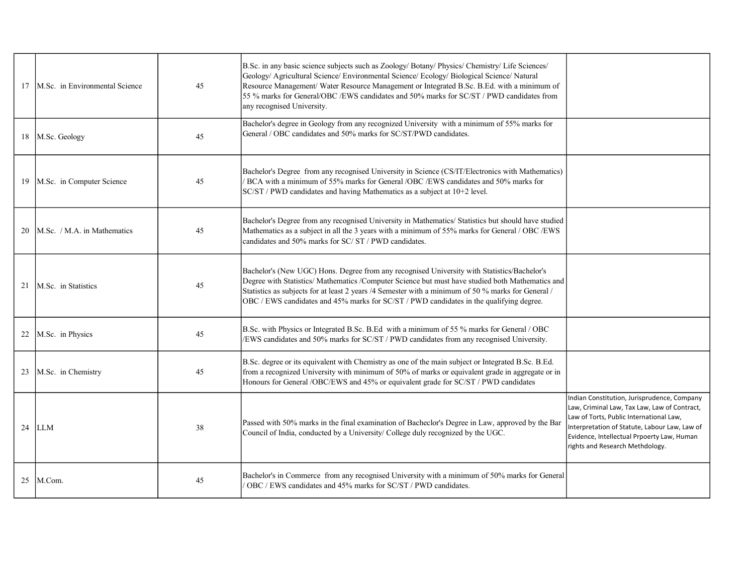| | | | | |
|---|---|---|---|---|
| 17 | M.Sc. in Environmental Science | 45 | B.Sc. in any basic science subjects such as Zoology/ Botany/ Physics/ Chemistry/ Life Sciences/ Geology/ Agricultural Science/ Environmental Science/ Ecology/ Biological Science/ Natural Resource Management/ Water Resource Management or Integrated B.Sc. B.Ed. with a minimum of 55 % marks for General/OBC /EWS candidates and 50% marks for SC/ST / PWD candidates from any recognised University. | |
| 18 | M.Sc. Geology | 45 | Bachelor's degree in Geology from any recognized University with a minimum of 55% marks for General / OBC candidates and 50% marks for SC/ST/PWD candidates. | |
| 19 | M.Sc. in Computer Science | 45 | Bachelor's Degree from any recognised University in Science (CS/IT/Electronics with Mathematics) / BCA with a minimum of 55% marks for General /OBC /EWS candidates and 50% marks for SC/ST / PWD candidates and having Mathematics as a subject at 10+2 level. | |
| 20 | M.Sc. / M.A. in Mathematics | 45 | Bachelor's Degree from any recognised University in Mathematics/ Statistics but should have studied Mathematics as a subject in all the 3 years with a minimum of 55% marks for General / OBC /EWS candidates and 50% marks for SC/ ST / PWD candidates. | |
| 21 | M.Sc. in Statistics | 45 | Bachelor's (New UGC) Hons. Degree from any recognised University with Statistics/Bachelor's Degree with Statistics/ Mathematics /Computer Science but must have studied both Mathematics and Statistics as subjects for at least 2 years /4 Semester with a minimum of 50 % marks for General / OBC / EWS candidates and 45% marks for SC/ST / PWD candidates in the qualifying degree. | |
| 22 | M.Sc. in Physics | 45 | B.Sc. with Physics or Integrated B.Sc. B.Ed with a minimum of 55 % marks for General / OBC /EWS candidates and 50% marks for SC/ST / PWD candidates from any recognised University. | |
| 23 | M.Sc. in Chemistry | 45 | B.Sc. degree or its equivalent with Chemistry as one of the main subject or Integrated B.Sc. B.Ed. from a recognized University with minimum of 50% of marks or equivalent grade in aggregate or in Honours for General /OBC/EWS and 45% or equivalent grade for SC/ST / PWD candidates | |
| 24 | LLM | 38 | Passed with 50% marks in the final examination of Bacheclor's Degree in Law, approved by the Bar Council of India, conducted by a University/ College duly recognized by the UGC. | Indian Constitution, Jurisprudence, Company Law, Criminal Law, Tax Law, Law of Contract, Law of Torts, Public International Law, Interpretation of Statute, Labour Law, Law of Evidence, Intellectual Prpoerty Law, Human rights and Research Methdology. |
| 25 | M.Com. | 45 | Bachelor's in Commerce from any recognised University with a minimum of 50% marks for General / OBC / EWS candidates and 45% marks for SC/ST / PWD candidates. | |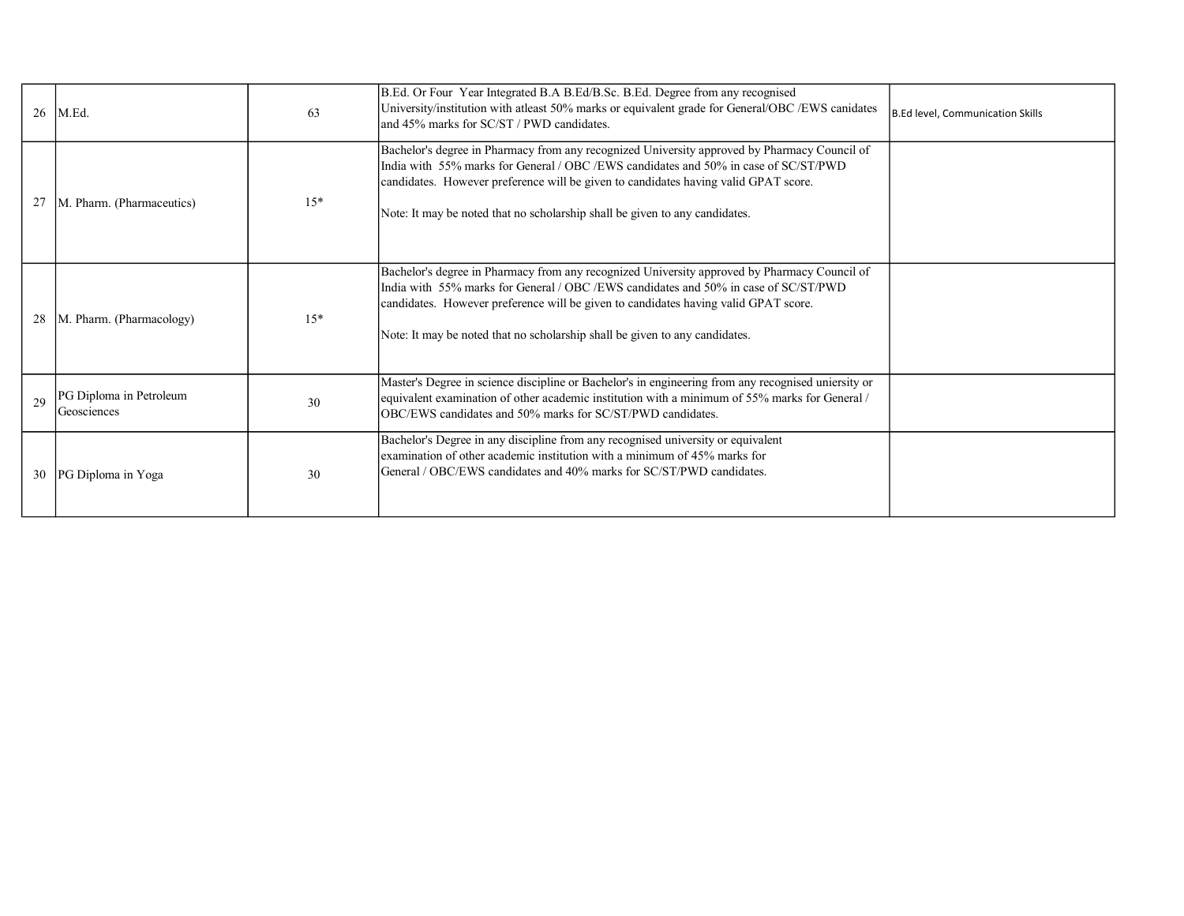| | | | | |
|---|---|---|---|---|
| 26 | M.Ed. | 63 | B.Ed. Or Four Year Integrated B.A B.Ed/B.Sc. B.Ed. Degree from any recognised University/institution with atleast 50% marks or equivalent grade for General/OBC /EWS canidates and 45% marks for SC/ST / PWD candidates. | B.Ed level, Communication Skills |
| 27 | M. Pharm. (Pharmaceutics) | 15* | Bachelor's degree in Pharmacy from any recognized University approved by Pharmacy Council of India with 55% marks for General / OBC /EWS candidates and 50% in case of SC/ST/PWD candidates. However preference will be given to candidates having valid GPAT score.<br><br>Note: It may be noted that no scholarship shall be given to any candidates. | |
| 28 | M. Pharm. (Pharmacology) | 15* | Bachelor's degree in Pharmacy from any recognized University approved by Pharmacy Council of India with 55% marks for General / OBC /EWS candidates and 50% in case of SC/ST/PWD candidates. However preference will be given to candidates having valid GPAT score.<br><br>Note: It may be noted that no scholarship shall be given to any candidates. | |
| 29 | PG Diploma in Petroleum Geosciences | 30 | Master's Degree in science discipline or Bachelor's in engineering from any recognised uniersity or equivalent examination of other academic institution with a minimum of 55% marks for General / OBC/EWS candidates and 50% marks for SC/ST/PWD candidates. | |
| 30 | PG Diploma in Yoga | 30 | Bachelor's Degree in any discipline from any recognised university or equivalent examination of other academic institution with a minimum of 45% marks for General / OBC/EWS candidates and 40% marks for SC/ST/PWD candidates. | |